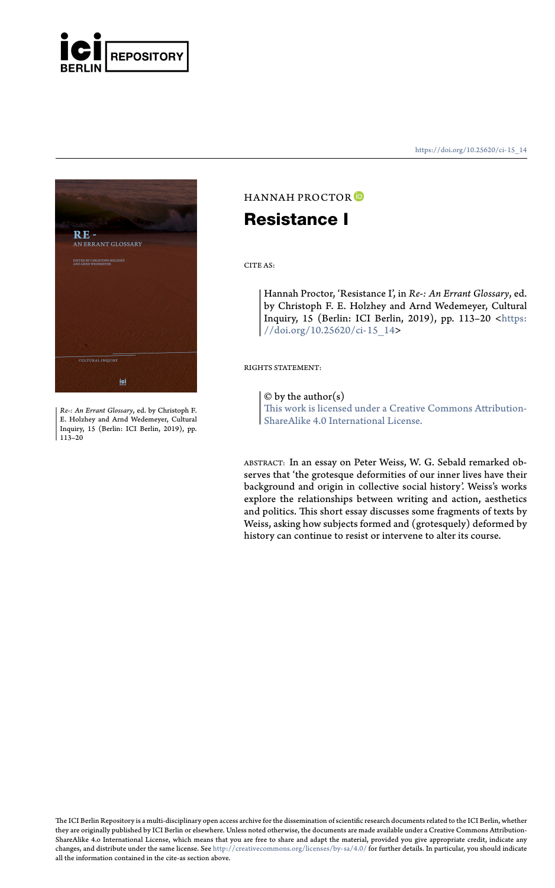ICI BERLIN REPOSITORY

https://doi.org/10.25620/ci-15_14

*Re-: An Errant Glossary*, ed. by Christoph F. E. Holzhey and Arnd Wedemeyer, Cultural Inquiry, 15 (Berlin: ICI Berlin, 2019), pp. 113–20

HANNAH PROCTOR

# Resistance I

CITE AS:

Hannah Proctor, 'Resistance I', in *Re-: An Errant Glossary*, ed. by Christoph F. E. Holzhey and Arnd Wedemeyer, Cultural Inquiry, 15 (Berlin: ICI Berlin, 2019), pp. 113–20 <https://doi.org/10.25620/ci-15_14>

RIGHTS STATEMENT:

© by the author(s)
This work is licensed under a Creative Commons Attribution-ShareAlike 4.0 International License.

ABSTRACT: In an essay on Peter Weiss, W. G. Sebald remarked observes that 'the grotesque deformities of our inner lives have their background and origin in collective social history'. Weiss's works explore the relationships between writing and action, aesthetics and politics. This short essay discusses some fragments of texts by Weiss, asking how subjects formed and (grotesquely) deformed by history can continue to resist or intervene to alter its course.

The ICI Berlin Repository is a multi-disciplinary open access archive for the dissemination of scientific research documents related to the ICI Berlin, whether they are originally published by ICI Berlin or elsewhere. Unless noted otherwise, the documents are made available under a Creative Commons Attribution-ShareAlike 4.0 International License, which means that you are free to share and adapt the material, provided you give appropriate credit, indicate any changes, and distribute under the same license. See http://creativecommons.org/licenses/by-sa/4.0/ for further details. In particular, you should indicate all the information contained in the cite-as section above.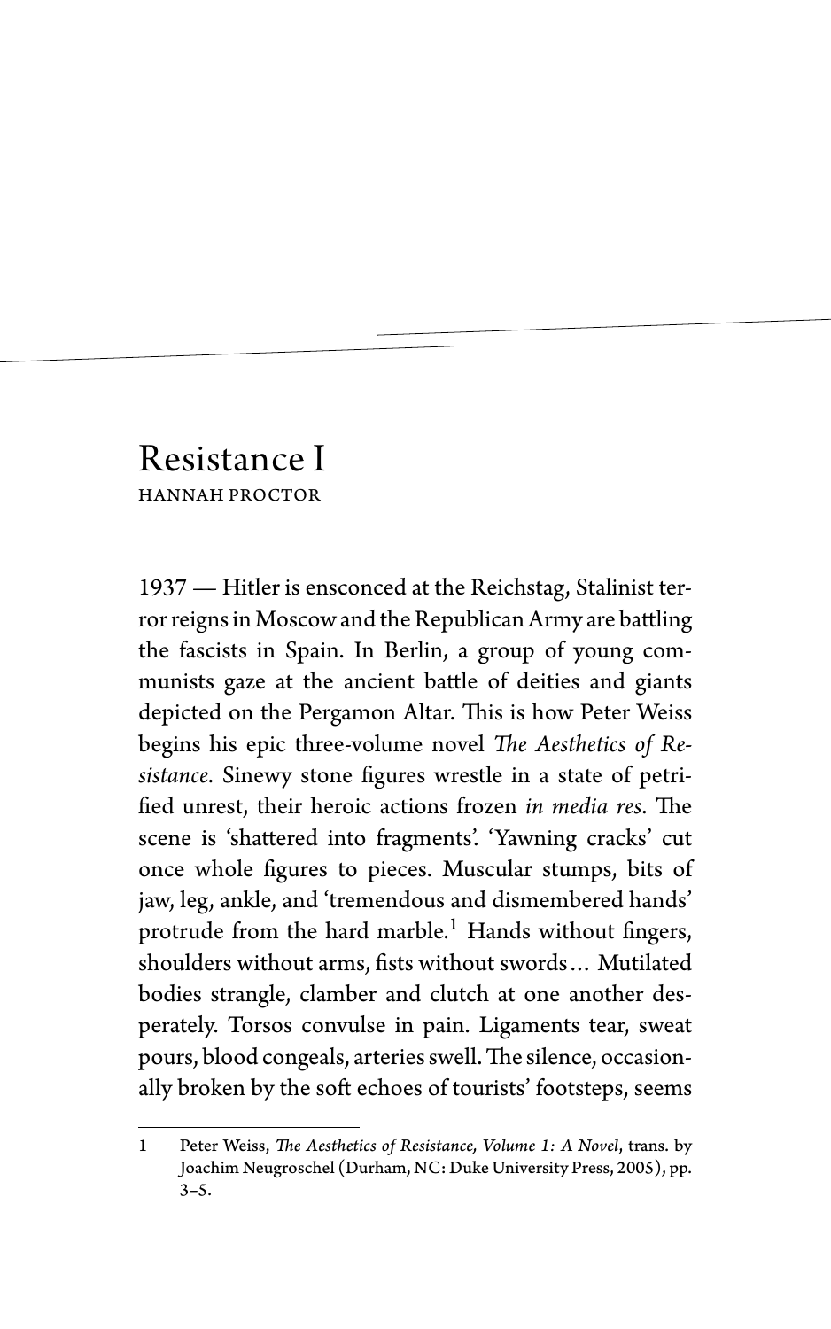# Resistance I

HANNAH PROCTOR

1937 — Hitler is ensconced at the Reichstag, Stalinist terror reigns in Moscow and the Republican Army are battling the fascists in Spain. In Berlin, a group of young communists gaze at the ancient battle of deities and giants depicted on the Pergamon Altar. This is how Peter Weiss begins his epic three-volume novel *The Aesthetics of Resistance*. Sinewy stone figures wrestle in a state of petrified unrest, their heroic actions frozen *in media res*. The scene is 'shattered into fragments'. 'Yawning cracks' cut once whole figures to pieces. Muscular stumps, bits of jaw, leg, ankle, and 'tremendous and dismembered hands' protrude from the hard marble.[1] Hands without fingers, shoulders without arms, fists without swords… Mutilated bodies strangle, clamber and clutch at one another desperately. Torsos convulse in pain. Ligaments tear, sweat pours, blood congeals, arteries swell. The silence, occasionally broken by the soft echoes of tourists' footsteps, seems

---

1 Peter Weiss, *The Aesthetics of Resistance, Volume 1: A Novel*, trans. by Joachim Neugroschel (Durham, NC: Duke University Press, 2005), pp. 3–5.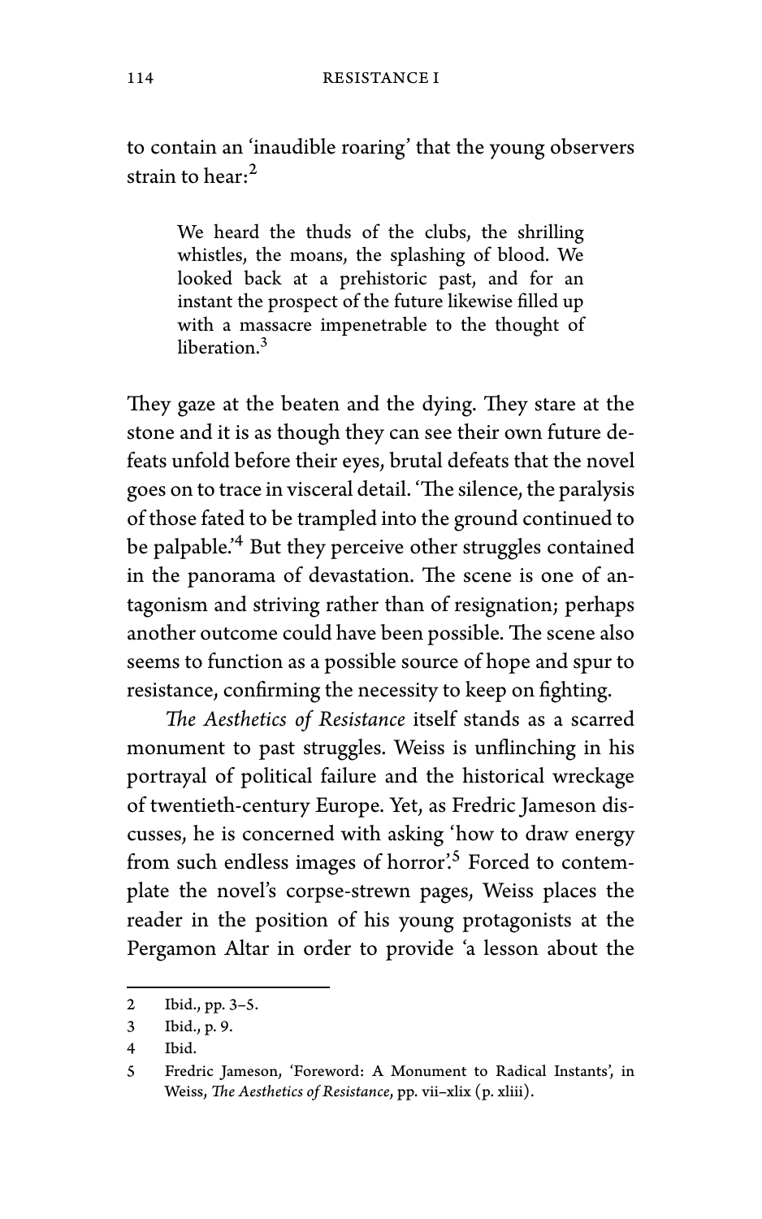to contain an 'inaudible roaring' that the young observers strain to hear:[2]

> We heard the thuds of the clubs, the shrilling whistles, the moans, the splashing of blood. We looked back at a prehistoric past, and for an instant the prospect of the future likewise filled up with a massacre impenetrable to the thought of liberation.[3]

They gaze at the beaten and the dying. They stare at the stone and it is as though they can see their own future defeats unfold before their eyes, brutal defeats that the novel goes on to trace in visceral detail. 'The silence, the paralysis of those fated to be trampled into the ground continued to be palpable.'[4] But they perceive other struggles contained in the panorama of devastation. The scene is one of antagonism and striving rather than of resignation; perhaps another outcome could have been possible. The scene also seems to function as a possible source of hope and spur to resistance, confirming the necessity to keep on fighting.

*The Aesthetics of Resistance* itself stands as a scarred monument to past struggles. Weiss is unflinching in his portrayal of political failure and the historical wreckage of twentieth-century Europe. Yet, as Fredric Jameson discusses, he is concerned with asking 'how to draw energy from such endless images of horror'.[5] Forced to contemplate the novel's corpse-strewn pages, Weiss places the reader in the position of his young protagonists at the Pergamon Altar in order to provide 'a lesson about the

---

2 Ibid., pp. 3–5.

3 Ibid., p. 9.

4 Ibid.

5 Fredric Jameson, 'Foreword: A Monument to Radical Instants', in Weiss, *The Aesthetics of Resistance*, pp. vii–xlix (p. xliii).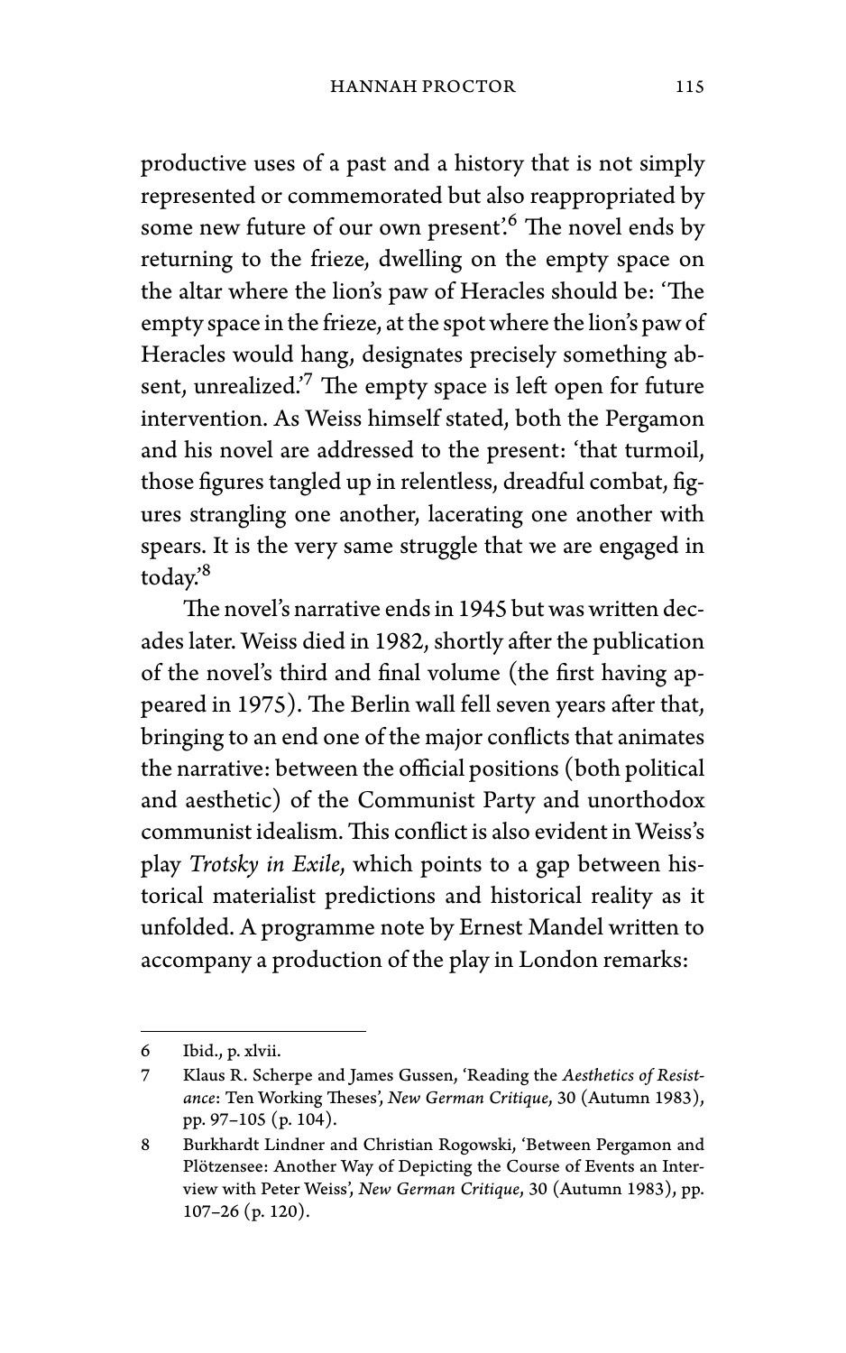productive uses of a past and a history that is not simply represented or commemorated but also reappropriated by some new future of our own present'.[6] The novel ends by returning to the frieze, dwelling on the empty space on the altar where the lion's paw of Heracles should be: 'The empty space in the frieze, at the spot where the lion's paw of Heracles would hang, designates precisely something absent, unrealized.'[7] The empty space is left open for future intervention. As Weiss himself stated, both the Pergamon and his novel are addressed to the present: 'that turmoil, those figures tangled up in relentless, dreadful combat, figures strangling one another, lacerating one another with spears. It is the very same struggle that we are engaged in today.'[8]

The novel's narrative ends in 1945 but was written decades later. Weiss died in 1982, shortly after the publication of the novel's third and final volume (the first having appeared in 1975). The Berlin wall fell seven years after that, bringing to an end one of the major conflicts that animates the narrative: between the official positions (both political and aesthetic) of the Communist Party and unorthodox communist idealism. This conflict is also evident in Weiss's play *Trotsky in Exile*, which points to a gap between historical materialist predictions and historical reality as it unfolded. A programme note by Ernest Mandel written to accompany a production of the play in London remarks:

---

6 Ibid., p. xlvii.

7 Klaus R. Scherpe and James Gussen, 'Reading the *Aesthetics of Resistance*: Ten Working Theses', *New German Critique*, 30 (Autumn 1983), pp. 97–105 (p. 104).

8 Burkhardt Lindner and Christian Rogowski, 'Between Pergamon and Plötzensee: Another Way of Depicting the Course of Events an Interview with Peter Weiss', *New German Critique*, 30 (Autumn 1983), pp. 107–26 (p. 120).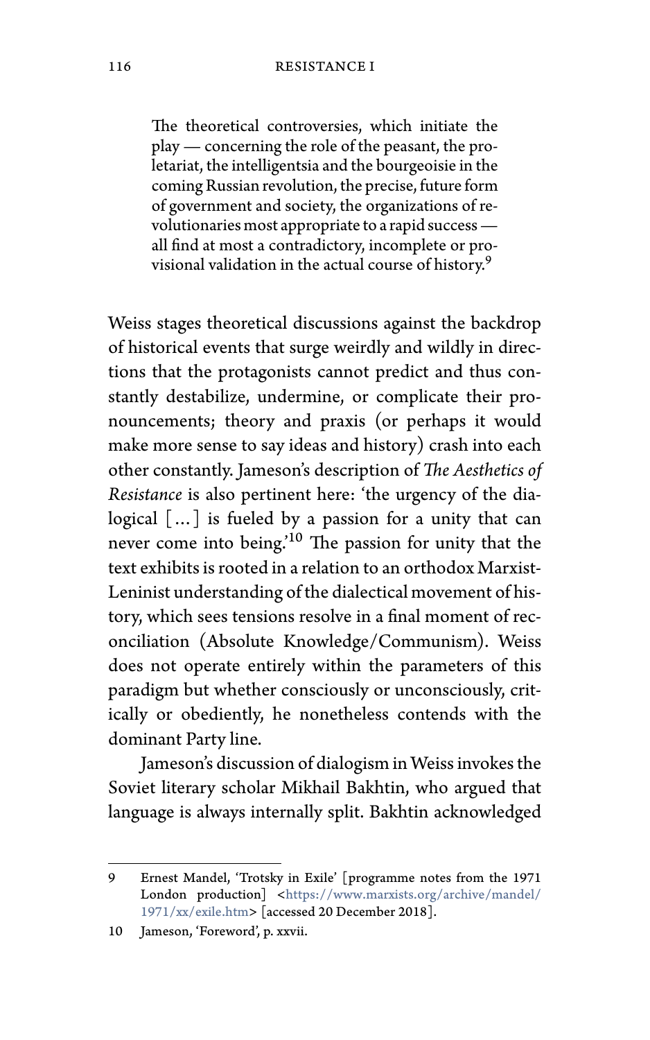> The theoretical controversies, which initiate the play — concerning the role of the peasant, the proletariat, the intelligentsia and the bourgeoisie in the coming Russian revolution, the precise, future form of government and society, the organizations of revolutionaries most appropriate to a rapid success — all find at most a contradictory, incomplete or provisional validation in the actual course of history.[9]

Weiss stages theoretical discussions against the backdrop of historical events that surge weirdly and wildly in directions that the protagonists cannot predict and thus constantly destabilize, undermine, or complicate their pronouncements; theory and praxis (or perhaps it would make more sense to say ideas and history) crash into each other constantly. Jameson's description of *The Aesthetics of Resistance* is also pertinent here: 'the urgency of the dialogical [...] is fueled by a passion for a unity that can never come into being.'[10] The passion for unity that the text exhibits is rooted in a relation to an orthodox Marxist-Leninist understanding of the dialectical movement of history, which sees tensions resolve in a final moment of reconciliation (Absolute Knowledge/Communism). Weiss does not operate entirely within the parameters of this paradigm but whether consciously or unconsciously, critically or obediently, he nonetheless contends with the dominant Party line.

Jameson's discussion of dialogism in Weiss invokes the Soviet literary scholar Mikhail Bakhtin, who argued that language is always internally split. Bakhtin acknowledged

---

9 Ernest Mandel, 'Trotsky in Exile' [programme notes from the 1971 London production] <https://www.marxists.org/archive/mandel/1971/xx/exile.htm> [accessed 20 December 2018].

10 Jameson, 'Foreword', p. xxvii.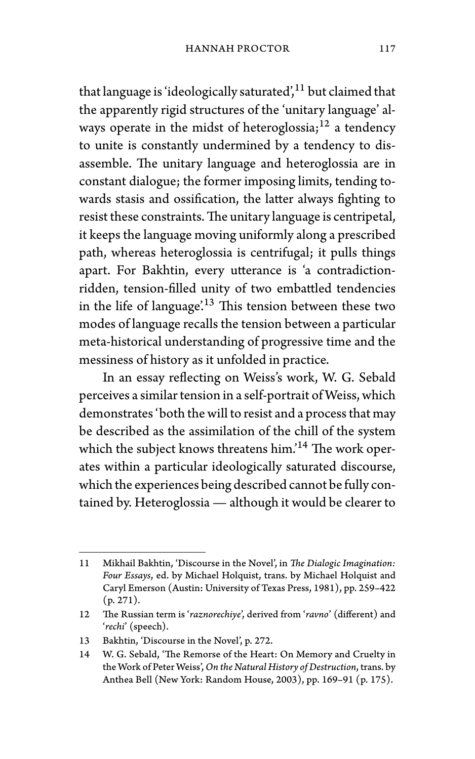that language is 'ideologically saturated',[11] but claimed that the apparently rigid structures of the 'unitary language' always operate in the midst of heteroglossia;[12] a tendency to unite is constantly undermined by a tendency to disassemble. The unitary language and heteroglossia are in constant dialogue; the former imposing limits, tending towards stasis and ossification, the latter always fighting to resist these constraints. The unitary language is centripetal, it keeps the language moving uniformly along a prescribed path, whereas heteroglossia is centrifugal; it pulls things apart. For Bakhtin, every utterance is 'a contradiction-ridden, tension-filled unity of two embattled tendencies in the life of language'.[13] This tension between these two modes of language recalls the tension between a particular meta-historical understanding of progressive time and the messiness of history as it unfolded in practice.

In an essay reflecting on Weiss's work, W. G. Sebald perceives a similar tension in a self-portrait of Weiss, which demonstrates 'both the will to resist and a process that may be described as the assimilation of the chill of the system which the subject knows threatens him.'[14] The work operates within a particular ideologically saturated discourse, which the experiences being described cannot be fully contained by. Heteroglossia — although it would be clearer to

---

11 Mikhail Bakhtin, 'Discourse in the Novel', in *The Dialogic Imagination: Four Essays*, ed. by Michael Holquist, trans. by Michael Holquist and Caryl Emerson (Austin: University of Texas Press, 1981), pp. 259–422 (p. 271).

12 The Russian term is '*raznorechiye*', derived from '*ravno*' (different) and '*rechi*' (speech).

13 Bakhtin, 'Discourse in the Novel', p. 272.

14 W. G. Sebald, 'The Remorse of the Heart: On Memory and Cruelty in the Work of Peter Weiss', *On the Natural History of Destruction*, trans. by Anthea Bell (New York: Random House, 2003), pp. 169–91 (p. 175).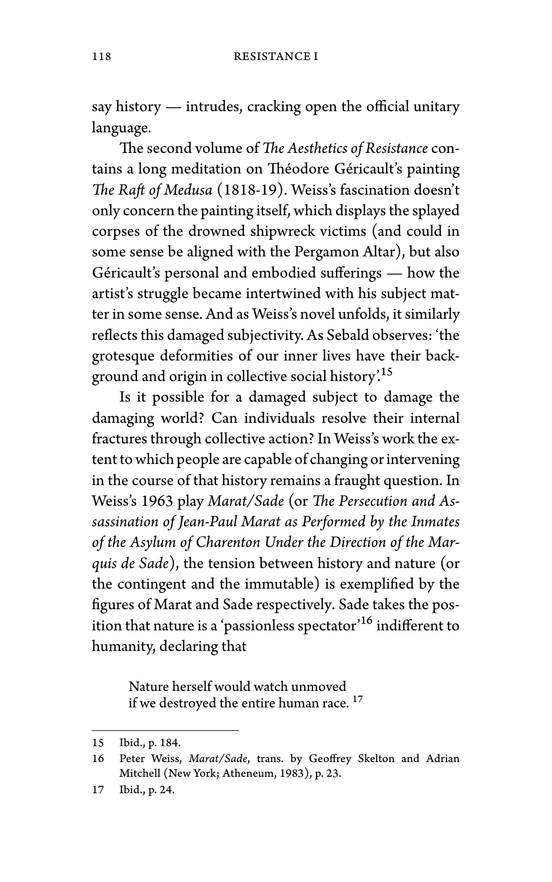say history — intrudes, cracking open the official unitary language.

The second volume of *The Aesthetics of Resistance* contains a long meditation on Théodore Géricault's painting *The Raft of Medusa* (1818-19). Weiss's fascination doesn't only concern the painting itself, which displays the splayed corpses of the drowned shipwreck victims (and could in some sense be aligned with the Pergamon Altar), but also Géricault's personal and embodied sufferings — how the artist's struggle became intertwined with his subject matter in some sense. And as Weiss's novel unfolds, it similarly reflects this damaged subjectivity. As Sebald observes: 'the grotesque deformities of our inner lives have their background and origin in collective social history'.[15]

Is it possible for a damaged subject to damage the damaging world? Can individuals resolve their internal fractures through collective action? In Weiss's work the extent to which people are capable of changing or intervening in the course of that history remains a fraught question. In Weiss's 1963 play *Marat/Sade* (or *The Persecution and Assassination of Jean-Paul Marat as Performed by the Inmates of the Asylum of Charenton Under the Direction of the Marquis de Sade*), the tension between history and nature (or the contingent and the immutable) is exemplified by the figures of Marat and Sade respectively. Sade takes the position that nature is a 'passionless spectator'[16] indifferent to humanity, declaring that

> Nature herself would watch unmoved
> if we destroyed the entire human race.[17]

---

15 Ibid., p. 184.

16 Peter Weiss, *Marat/Sade*, trans. by Geoffrey Skelton and Adrian Mitchell (New York; Atheneum, 1983), p. 23.

17 Ibid., p. 24.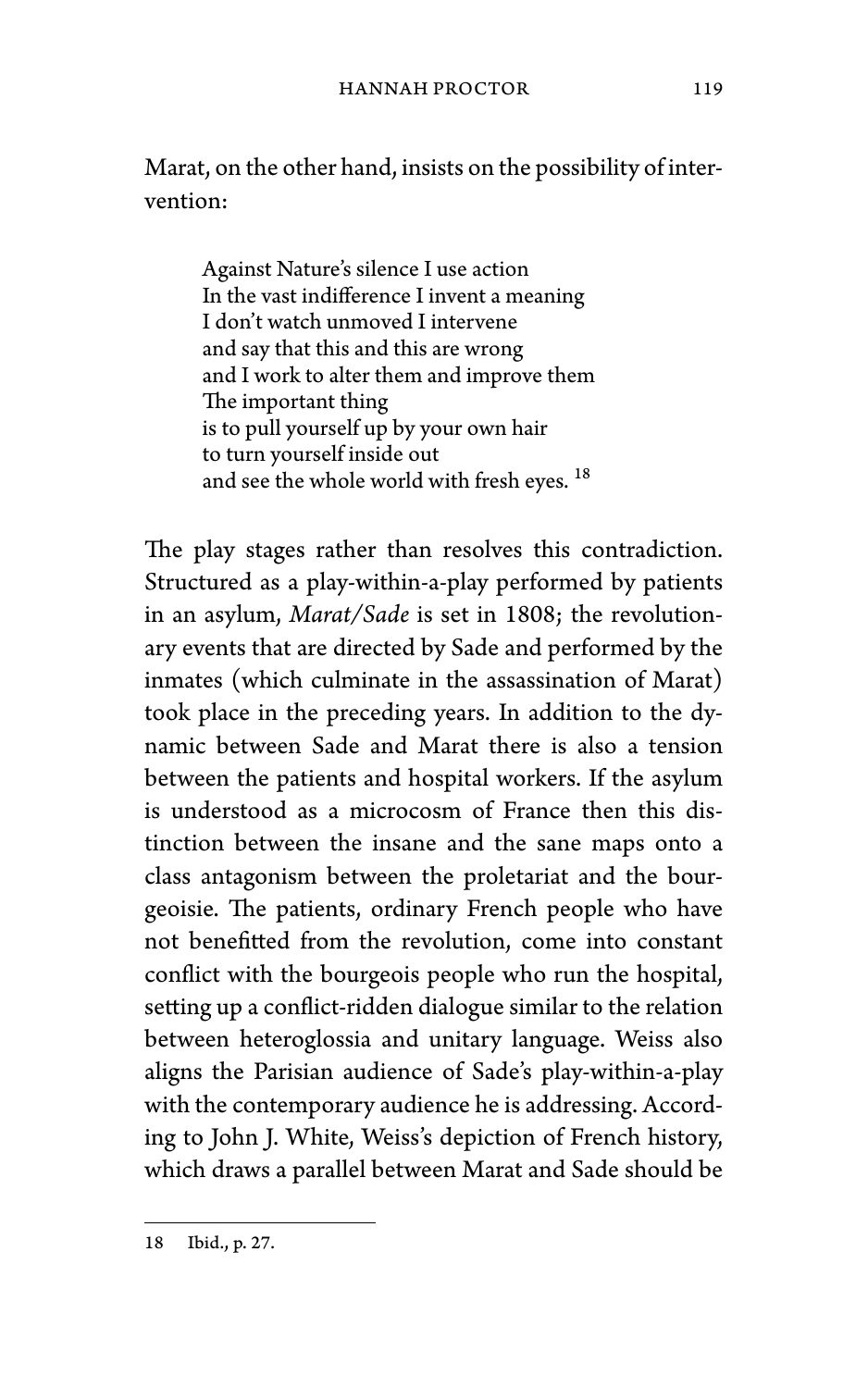Marat, on the other hand, insists on the possibility of intervention:

> Against Nature's silence I use action
> In the vast indifference I invent a meaning
> I don't watch unmoved I intervene
> and say that this and this are wrong
> and I work to alter them and improve them
> The important thing
> is to pull yourself up by your own hair
> to turn yourself inside out
> and see the whole world with fresh eyes. [18]

The play stages rather than resolves this contradiction. Structured as a play-within-a-play performed by patients in an asylum, *Marat/Sade* is set in 1808; the revolutionary events that are directed by Sade and performed by the inmates (which culminate in the assassination of Marat) took place in the preceding years. In addition to the dynamic between Sade and Marat there is also a tension between the patients and hospital workers. If the asylum is understood as a microcosm of France then this distinction between the insane and the sane maps onto a class antagonism between the proletariat and the bourgeoisie. The patients, ordinary French people who have not benefitted from the revolution, come into constant conflict with the bourgeois people who run the hospital, setting up a conflict-ridden dialogue similar to the relation between heteroglossia and unitary language. Weiss also aligns the Parisian audience of Sade's play-within-a-play with the contemporary audience he is addressing. According to John J. White, Weiss's depiction of French history, which draws a parallel between Marat and Sade should be

18 Ibid., p. 27.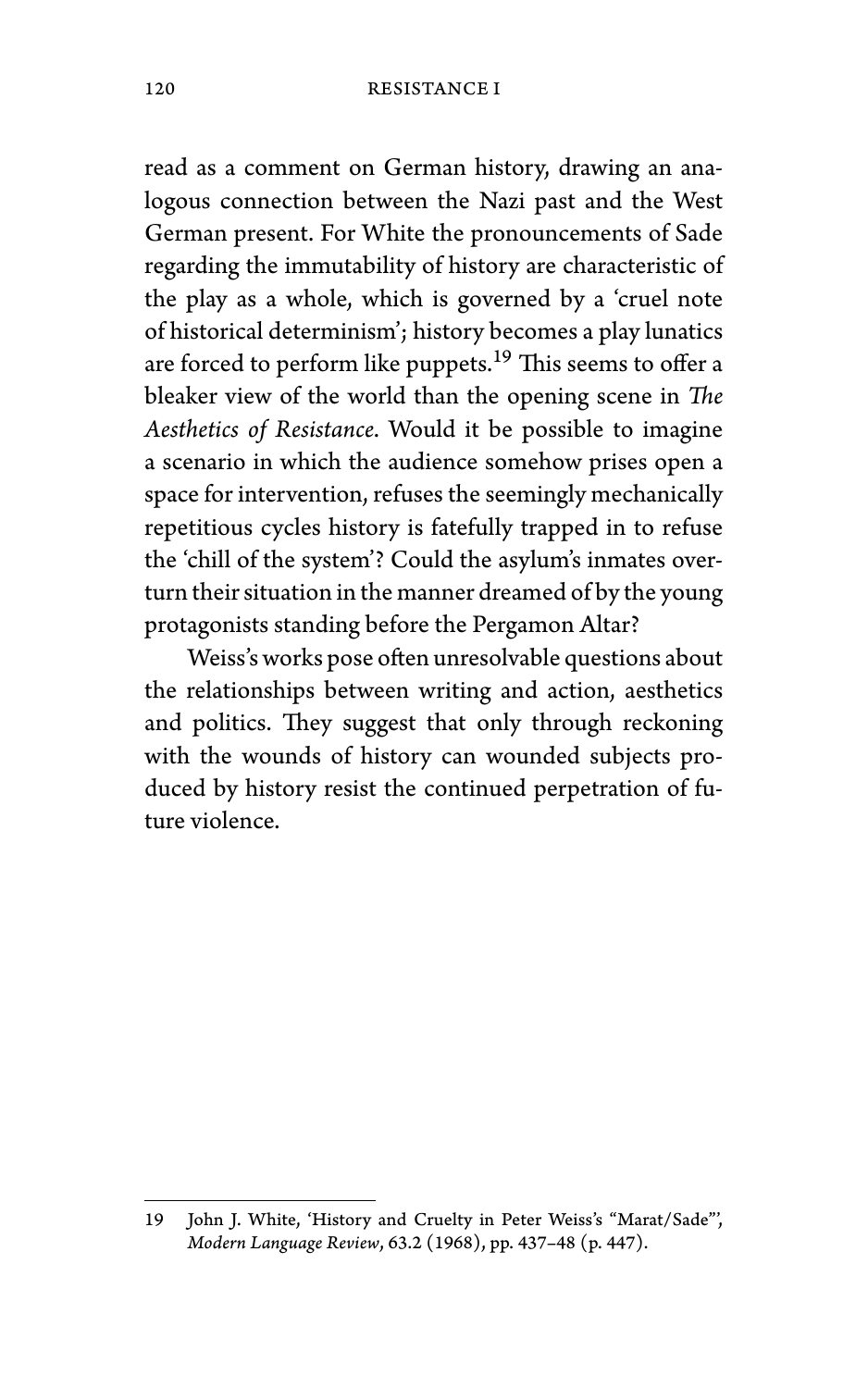read as a comment on German history, drawing an analogous connection between the Nazi past and the West German present. For White the pronouncements of Sade regarding the immutability of history are characteristic of the play as a whole, which is governed by a 'cruel note of historical determinism'; history becomes a play lunatics are forced to perform like puppets.[19] This seems to offer a bleaker view of the world than the opening scene in *The Aesthetics of Resistance*. Would it be possible to imagine a scenario in which the audience somehow prises open a space for intervention, refuses the seemingly mechanically repetitious cycles history is fatefully trapped in to refuse the 'chill of the system'? Could the asylum's inmates overturn their situation in the manner dreamed of by the young protagonists standing before the Pergamon Altar?

Weiss's works pose often unresolvable questions about the relationships between writing and action, aesthetics and politics. They suggest that only through reckoning with the wounds of history can wounded subjects produced by history resist the continued perpetration of future violence.

---

19 John J. White, 'History and Cruelty in Peter Weiss's "Marat/Sade"', *Modern Language Review*, 63.2 (1968), pp. 437–48 (p. 447).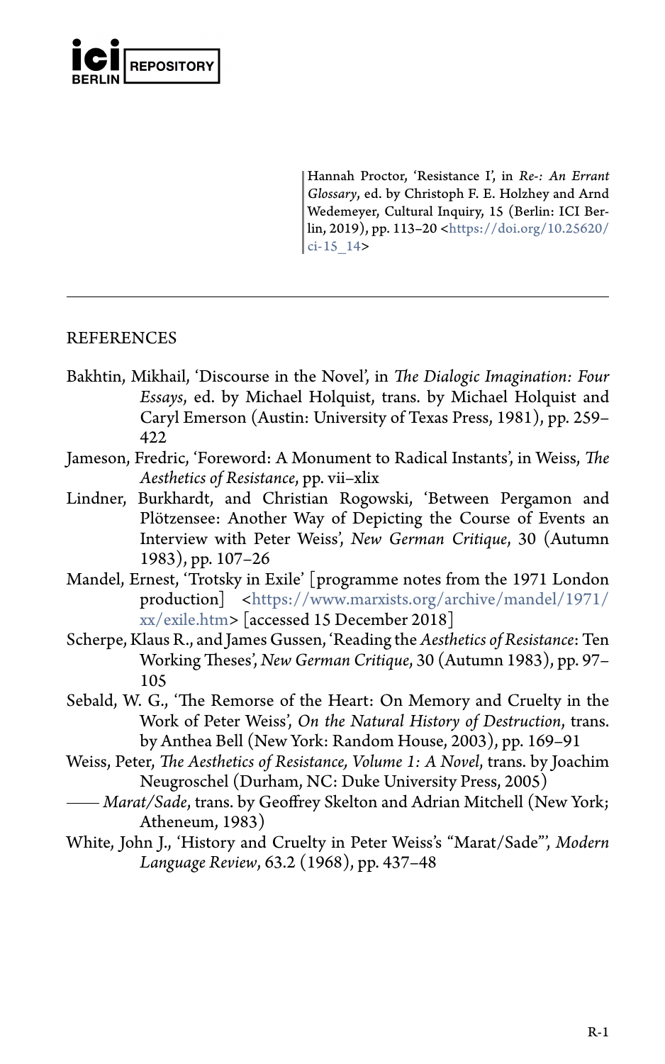Hannah Proctor, 'Resistance I', in *Re-: An Errant Glossary*, ed. by Christoph F. E. Holzhey and Arnd Wedemeyer, Cultural Inquiry, 15 (Berlin: ICI Berlin, 2019), pp. 113–20 <https://doi.org/10.25620/ci-15_14>

---

REFERENCES

Bakhtin, Mikhail, 'Discourse in the Novel', in *The Dialogic Imagination: Four Essays*, ed. by Michael Holquist, trans. by Michael Holquist and Caryl Emerson (Austin: University of Texas Press, 1981), pp. 259–422

Jameson, Fredric, 'Foreword: A Monument to Radical Instants', in Weiss, *The Aesthetics of Resistance*, pp. vii–xlix

Lindner, Burkhardt, and Christian Rogowski, 'Between Pergamon and Plötzensee: Another Way of Depicting the Course of Events an Interview with Peter Weiss', *New German Critique*, 30 (Autumn 1983), pp. 107–26

Mandel, Ernest, 'Trotsky in Exile' [programme notes from the 1971 London production] <https://www.marxists.org/archive/mandel/1971/xx/exile.htm> [accessed 15 December 2018]

Scherpe, Klaus R., and James Gussen, 'Reading the *Aesthetics of Resistance*: Ten Working Theses', *New German Critique*, 30 (Autumn 1983), pp. 97–105

Sebald, W. G., 'The Remorse of the Heart: On Memory and Cruelty in the Work of Peter Weiss', *On the Natural History of Destruction*, trans. by Anthea Bell (New York: Random House, 2003), pp. 169–91

Weiss, Peter, *The Aesthetics of Resistance, Volume 1: A Novel*, trans. by Joachim Neugroschel (Durham, NC: Duke University Press, 2005)

—— *Marat/Sade*, trans. by Geoffrey Skelton and Adrian Mitchell (New York; Atheneum, 1983)

White, John J., 'History and Cruelty in Peter Weiss's "Marat/Sade"', *Modern Language Review*, 63.2 (1968), pp. 437–48